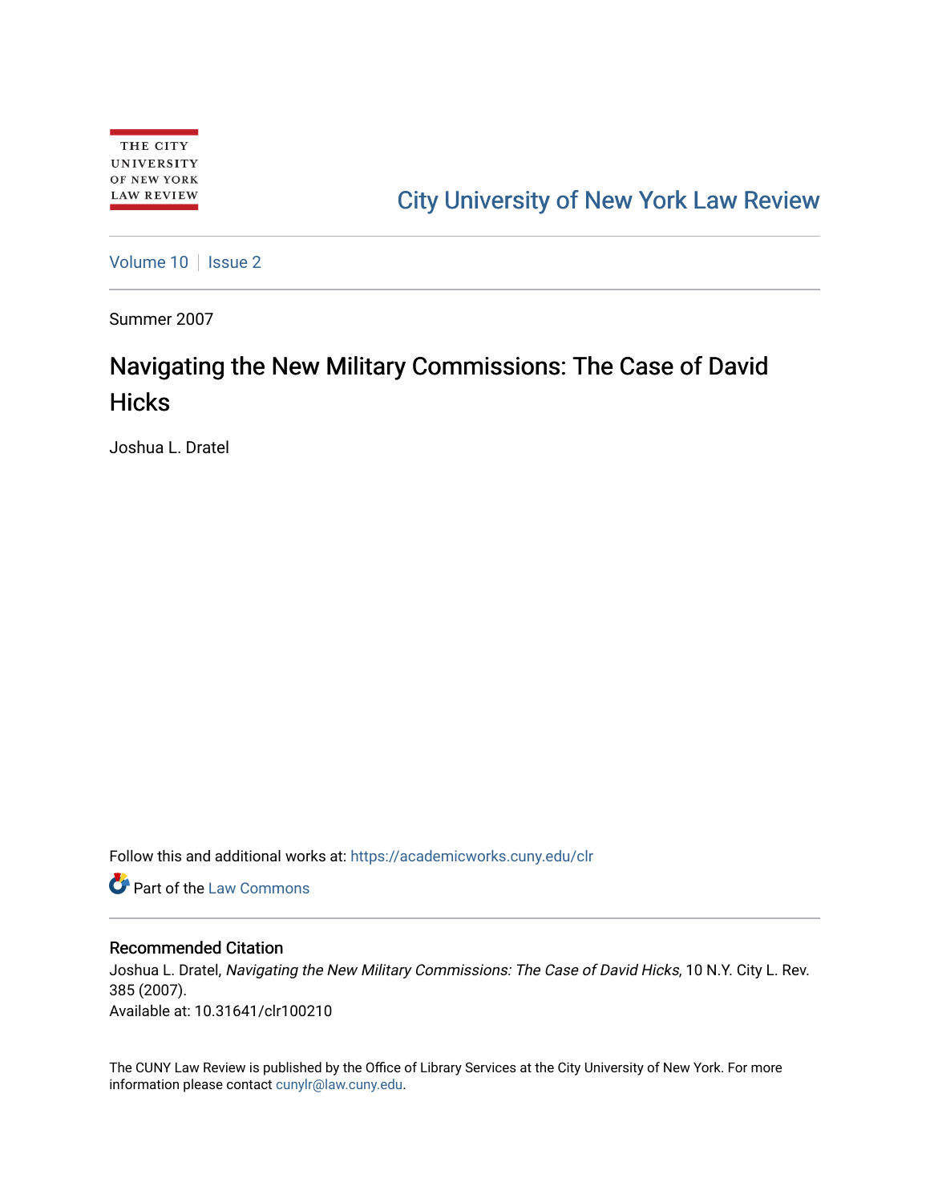THE CITY UNIVERSITY OF NEW YORK LAW REVIEW

City University of New York Law Review

Volume 10 | Issue 2

Summer 2007

# Navigating the New Military Commissions: The Case of David Hicks

Joshua L. Dratel

Follow this and additional works at: https://academicworks.cuny.edu/clr

Part of the Law Commons

## Recommended Citation

Joshua L. Dratel, *Navigating the New Military Commissions: The Case of David Hicks*, 10 N.Y. City L. Rev. 385 (2007).
Available at: 10.31641/clr100210

The CUNY Law Review is published by the Office of Library Services at the City University of New York. For more information please contact cunylr@law.cuny.edu.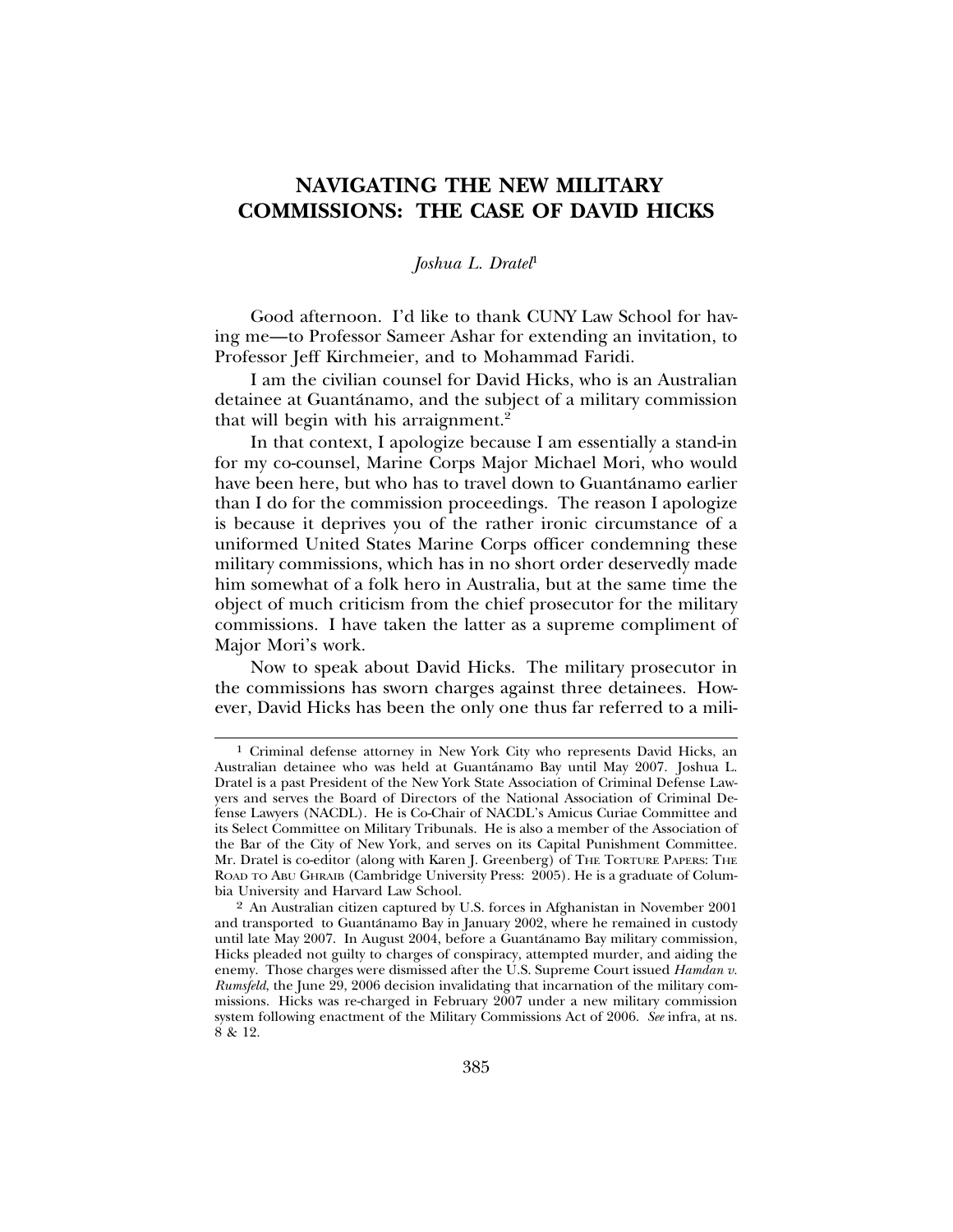# NAVIGATING THE NEW MILITARY COMMISSIONS: THE CASE OF DAVID HICKS

*Joshua L. Dratel*[1]

Good afternoon. I'd like to thank CUNY Law School for having me—to Professor Sameer Ashar for extending an invitation, to Professor Jeff Kirchmeier, and to Mohammad Faridi.

I am the civilian counsel for David Hicks, who is an Australian detainee at Guantánamo, and the subject of a military commission that will begin with his arraignment.[2]

In that context, I apologize because I am essentially a stand-in for my co-counsel, Marine Corps Major Michael Mori, who would have been here, but who has to travel down to Guantánamo earlier than I do for the commission proceedings. The reason I apologize is because it deprives you of the rather ironic circumstance of a uniformed United States Marine Corps officer condemning these military commissions, which has in no short order deservedly made him somewhat of a folk hero in Australia, but at the same time the object of much criticism from the chief prosecutor for the military commissions. I have taken the latter as a supreme compliment of Major Mori's work.

Now to speak about David Hicks. The military prosecutor in the commissions has sworn charges against three detainees. However, David Hicks has been the only one thus far referred to a mili-

---

[1] Criminal defense attorney in New York City who represents David Hicks, an Australian detainee who was held at Guantánamo Bay until May 2007. Joshua L. Dratel is a past President of the New York State Association of Criminal Defense Lawyers and serves the Board of Directors of the National Association of Criminal Defense Lawyers (NACDL). He is Co-Chair of NACDL's Amicus Curiae Committee and its Select Committee on Military Tribunals. He is also a member of the Association of the Bar of the City of New York, and serves on its Capital Punishment Committee. Mr. Dratel is co-editor (along with Karen J. Greenberg) of THE TORTURE PAPERS: THE ROAD TO ABU GHRAIB (Cambridge University Press: 2005). He is a graduate of Columbia University and Harvard Law School.

[2] An Australian citizen captured by U.S. forces in Afghanistan in November 2001 and transported to Guantánamo Bay in January 2002, where he remained in custody until late May 2007. In August 2004, before a Guantánamo Bay military commission, Hicks pleaded not guilty to charges of conspiracy, attempted murder, and aiding the enemy. Those charges were dismissed after the U.S. Supreme Court issued *Hamdan v. Rumsfeld*, the June 29, 2006 decision invalidating that incarnation of the military commissions. Hicks was re-charged in February 2007 under a new military commission system following enactment of the Military Commissions Act of 2006. *See* infra, at ns. 8 & 12.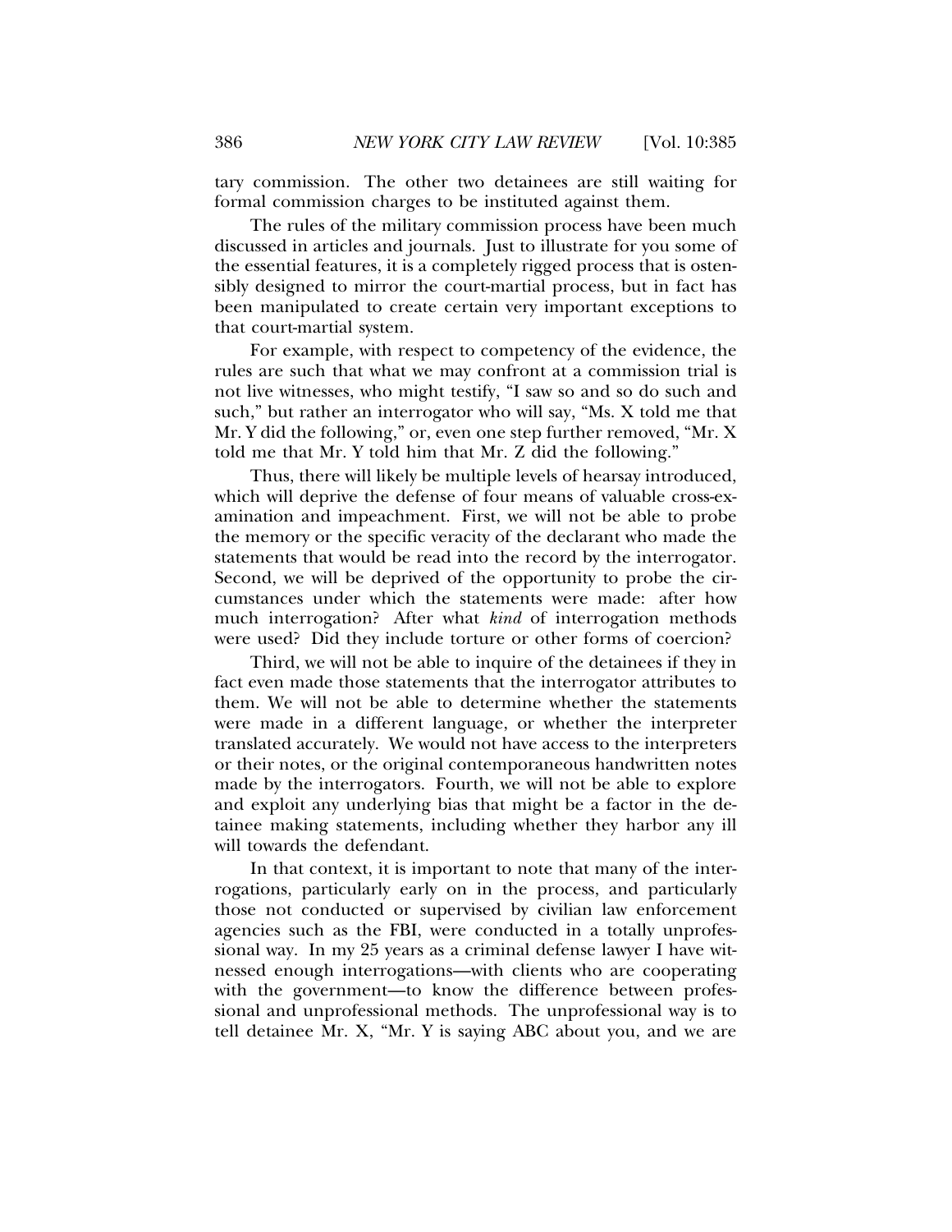tary commission. The other two detainees are still waiting for formal commission charges to be instituted against them.

The rules of the military commission process have been much discussed in articles and journals. Just to illustrate for you some of the essential features, it is a completely rigged process that is ostensibly designed to mirror the court-martial process, but in fact has been manipulated to create certain very important exceptions to that court-martial system.

For example, with respect to competency of the evidence, the rules are such that what we may confront at a commission trial is not live witnesses, who might testify, "I saw so and so do such and such," but rather an interrogator who will say, "Ms. X told me that Mr. Y did the following," or, even one step further removed, "Mr. X told me that Mr. Y told him that Mr. Z did the following."

Thus, there will likely be multiple levels of hearsay introduced, which will deprive the defense of four means of valuable cross-examination and impeachment. First, we will not be able to probe the memory or the specific veracity of the declarant who made the statements that would be read into the record by the interrogator. Second, we will be deprived of the opportunity to probe the circumstances under which the statements were made: after how much interrogation? After what *kind* of interrogation methods were used? Did they include torture or other forms of coercion?

Third, we will not be able to inquire of the detainees if they in fact even made those statements that the interrogator attributes to them. We will not be able to determine whether the statements were made in a different language, or whether the interpreter translated accurately. We would not have access to the interpreters or their notes, or the original contemporaneous handwritten notes made by the interrogators. Fourth, we will not be able to explore and exploit any underlying bias that might be a factor in the detainee making statements, including whether they harbor any ill will towards the defendant.

In that context, it is important to note that many of the interrogations, particularly early on in the process, and particularly those not conducted or supervised by civilian law enforcement agencies such as the FBI, were conducted in a totally unprofessional way. In my 25 years as a criminal defense lawyer I have witnessed enough interrogations—with clients who are cooperating with the government—to know the difference between professional and unprofessional methods. The unprofessional way is to tell detainee Mr. X, "Mr. Y is saying ABC about you, and we are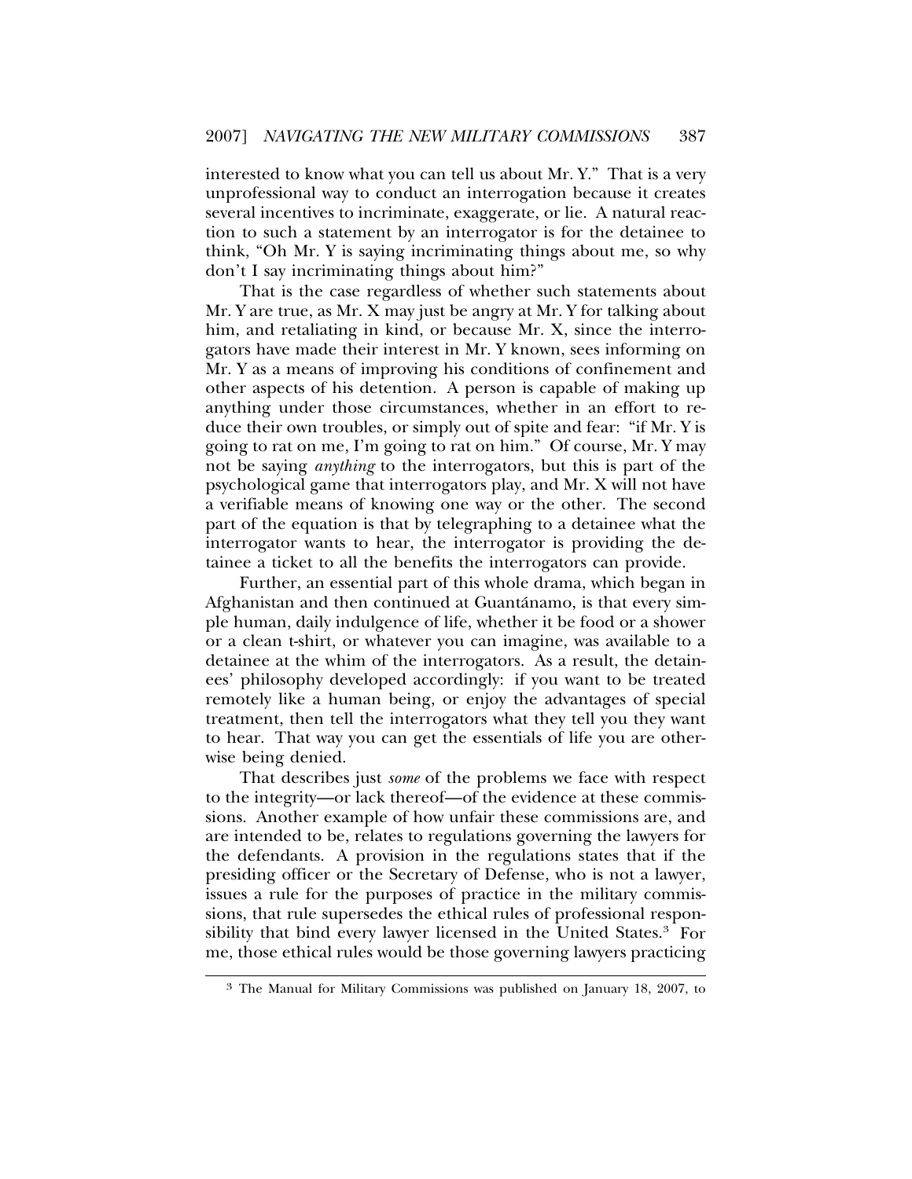interested to know what you can tell us about Mr. Y." That is a very unprofessional way to conduct an interrogation because it creates several incentives to incriminate, exaggerate, or lie. A natural reaction to such a statement by an interrogator is for the detainee to think, "Oh Mr. Y is saying incriminating things about me, so why don't I say incriminating things about him?"

That is the case regardless of whether such statements about Mr. Y are true, as Mr. X may just be angry at Mr. Y for talking about him, and retaliating in kind, or because Mr. X, since the interrogators have made their interest in Mr. Y known, sees informing on Mr. Y as a means of improving his conditions of confinement and other aspects of his detention. A person is capable of making up anything under those circumstances, whether in an effort to reduce their own troubles, or simply out of spite and fear: "if Mr. Y is going to rat on me, I'm going to rat on him." Of course, Mr. Y may not be saying *anything* to the interrogators, but this is part of the psychological game that interrogators play, and Mr. X will not have a verifiable means of knowing one way or the other. The second part of the equation is that by telegraphing to a detainee what the interrogator wants to hear, the interrogator is providing the detainee a ticket to all the benefits the interrogators can provide.

Further, an essential part of this whole drama, which began in Afghanistan and then continued at Guantánamo, is that every simple human, daily indulgence of life, whether it be food or a shower or a clean t-shirt, or whatever you can imagine, was available to a detainee at the whim of the interrogators. As a result, the detainees' philosophy developed accordingly: if you want to be treated remotely like a human being, or enjoy the advantages of special treatment, then tell the interrogators what they tell you they want to hear. That way you can get the essentials of life you are otherwise being denied.

That describes just *some* of the problems we face with respect to the integrity—or lack thereof—of the evidence at these commissions. Another example of how unfair these commissions are, and are intended to be, relates to regulations governing the lawyers for the defendants. A provision in the regulations states that if the presiding officer or the Secretary of Defense, who is not a lawyer, issues a rule for the purposes of practice in the military commissions, that rule supersedes the ethical rules of professional responsibility that bind every lawyer licensed in the United States.[3] For me, those ethical rules would be those governing lawyers practicing

[3] The Manual for Military Commissions was published on January 18, 2007, to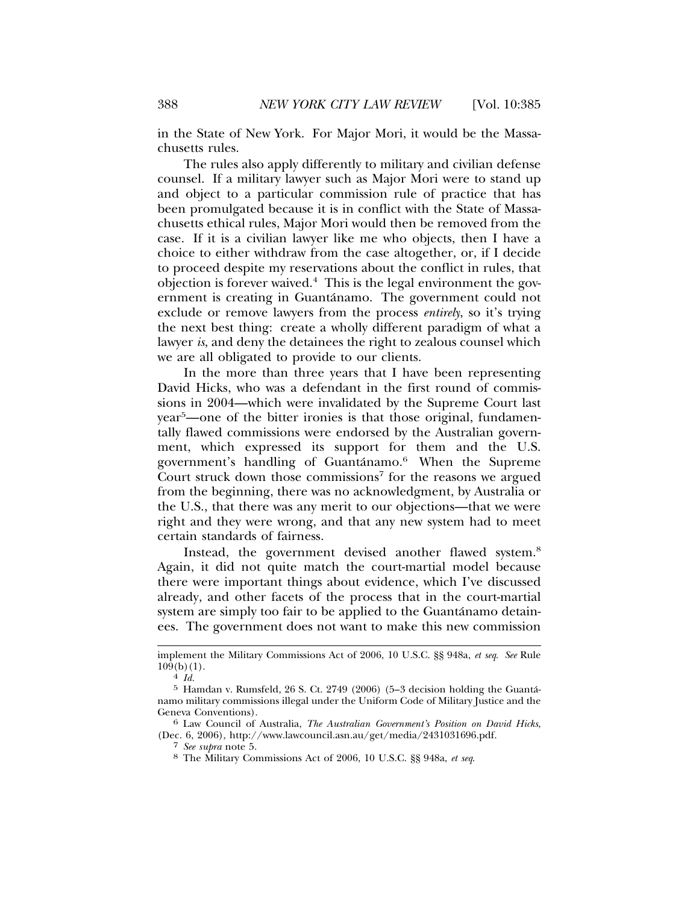in the State of New York. For Major Mori, it would be the Massachusetts rules.

The rules also apply differently to military and civilian defense counsel. If a military lawyer such as Major Mori were to stand up and object to a particular commission rule of practice that has been promulgated because it is in conflict with the State of Massachusetts ethical rules, Major Mori would then be removed from the case. If it is a civilian lawyer like me who objects, then I have a choice to either withdraw from the case altogether, or, if I decide to proceed despite my reservations about the conflict in rules, that objection is forever waived.[4] This is the legal environment the government is creating in Guantánamo. The government could not exclude or remove lawyers from the process *entirely*, so it's trying the next best thing: create a wholly different paradigm of what a lawyer *is*, and deny the detainees the right to zealous counsel which we are all obligated to provide to our clients.

In the more than three years that I have been representing David Hicks, who was a defendant in the first round of commissions in 2004—which were invalidated by the Supreme Court last year[5]—one of the bitter ironies is that those original, fundamentally flawed commissions were endorsed by the Australian government, which expressed its support for them and the U.S. government's handling of Guantánamo.[6] When the Supreme Court struck down those commissions[7] for the reasons we argued from the beginning, there was no acknowledgment, by Australia or the U.S., that there was any merit to our objections—that we were right and they were wrong, and that any new system had to meet certain standards of fairness.

Instead, the government devised another flawed system.[8] Again, it did not quite match the court-martial model because there were important things about evidence, which I've discussed already, and other facets of the process that in the court-martial system are simply too fair to be applied to the Guantánamo detainees. The government does not want to make this new commission

---

implement the Military Commissions Act of 2006, 10 U.S.C. §§ 948a, *et seq. See* Rule 109(b)(1).

[4] *Id.*

[5] Hamdan v. Rumsfeld, 26 S. Ct. 2749 (2006) (5–3 decision holding the Guantánamo military commissions illegal under the Uniform Code of Military Justice and the Geneva Conventions).

[6] Law Council of Australia, *The Australian Government's Position on David Hicks*, (Dec. 6, 2006), http://www.lawcouncil.asn.au/get/media/2431031696.pdf.

[7] *See supra* note 5.

[8] The Military Commissions Act of 2006, 10 U.S.C. §§ 948a, *et seq.*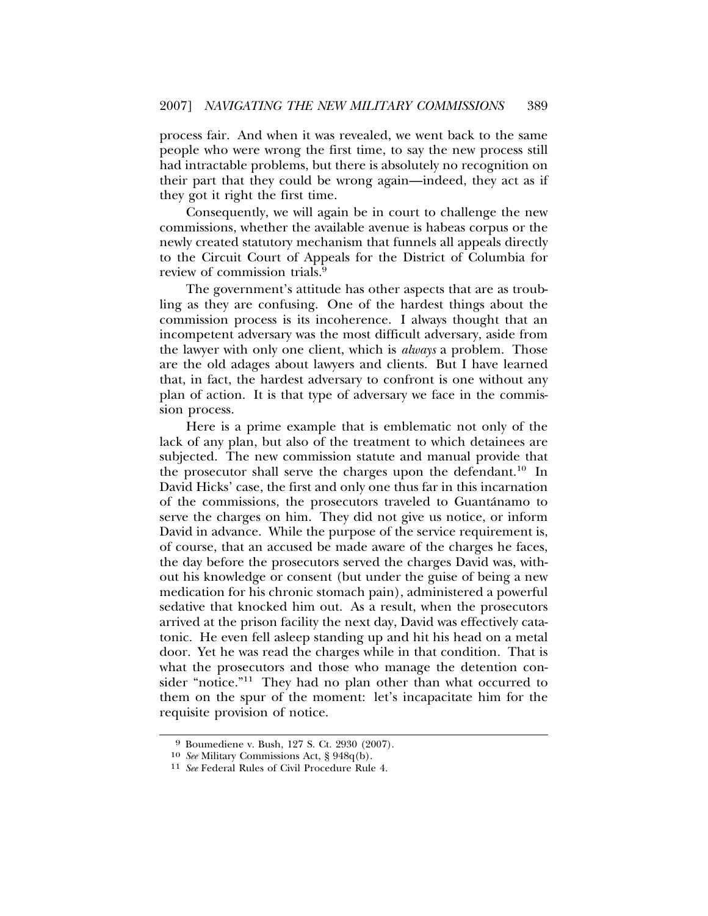process fair. And when it was revealed, we went back to the same people who were wrong the first time, to say the new process still had intractable problems, but there is absolutely no recognition on their part that they could be wrong again—indeed, they act as if they got it right the first time.

Consequently, we will again be in court to challenge the new commissions, whether the available avenue is habeas corpus or the newly created statutory mechanism that funnels all appeals directly to the Circuit Court of Appeals for the District of Columbia for review of commission trials.[9]

The government's attitude has other aspects that are as troubling as they are confusing. One of the hardest things about the commission process is its incoherence. I always thought that an incompetent adversary was the most difficult adversary, aside from the lawyer with only one client, which is *always* a problem. Those are the old adages about lawyers and clients. But I have learned that, in fact, the hardest adversary to confront is one without any plan of action. It is that type of adversary we face in the commission process.

Here is a prime example that is emblematic not only of the lack of any plan, but also of the treatment to which detainees are subjected. The new commission statute and manual provide that the prosecutor shall serve the charges upon the defendant.[10] In David Hicks' case, the first and only one thus far in this incarnation of the commissions, the prosecutors traveled to Guantánamo to serve the charges on him. They did not give us notice, or inform David in advance. While the purpose of the service requirement is, of course, that an accused be made aware of the charges he faces, the day before the prosecutors served the charges David was, without his knowledge or consent (but under the guise of being a new medication for his chronic stomach pain), administered a powerful sedative that knocked him out. As a result, when the prosecutors arrived at the prison facility the next day, David was effectively catatonic. He even fell asleep standing up and hit his head on a metal door. Yet he was read the charges while in that condition. That is what the prosecutors and those who manage the detention consider "notice."[11] They had no plan other than what occurred to them on the spur of the moment: let's incapacitate him for the requisite provision of notice.

---

[9] Boumediene v. Bush, 127 S. Ct. 2930 (2007).

[10] *See* Military Commissions Act, § 948q(b).

[11] *See* Federal Rules of Civil Procedure Rule 4.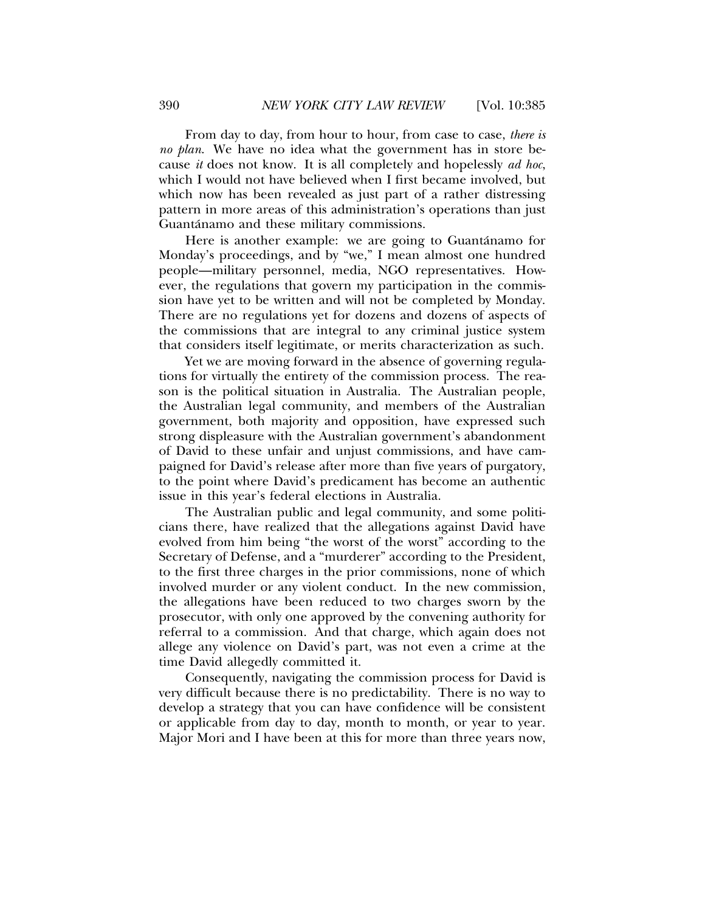From day to day, from hour to hour, from case to case, *there is no plan*. We have no idea what the government has in store because *it* does not know. It is all completely and hopelessly *ad hoc*, which I would not have believed when I first became involved, but which now has been revealed as just part of a rather distressing pattern in more areas of this administration's operations than just Guantánamo and these military commissions.

Here is another example: we are going to Guantánamo for Monday's proceedings, and by "we," I mean almost one hundred people—military personnel, media, NGO representatives. However, the regulations that govern my participation in the commission have yet to be written and will not be completed by Monday. There are no regulations yet for dozens and dozens of aspects of the commissions that are integral to any criminal justice system that considers itself legitimate, or merits characterization as such.

Yet we are moving forward in the absence of governing regulations for virtually the entirety of the commission process. The reason is the political situation in Australia. The Australian people, the Australian legal community, and members of the Australian government, both majority and opposition, have expressed such strong displeasure with the Australian government's abandonment of David to these unfair and unjust commissions, and have campaigned for David's release after more than five years of purgatory, to the point where David's predicament has become an authentic issue in this year's federal elections in Australia.

The Australian public and legal community, and some politicians there, have realized that the allegations against David have evolved from him being "the worst of the worst" according to the Secretary of Defense, and a "murderer" according to the President, to the first three charges in the prior commissions, none of which involved murder or any violent conduct. In the new commission, the allegations have been reduced to two charges sworn by the prosecutor, with only one approved by the convening authority for referral to a commission. And that charge, which again does not allege any violence on David's part, was not even a crime at the time David allegedly committed it.

Consequently, navigating the commission process for David is very difficult because there is no predictability. There is no way to develop a strategy that you can have confidence will be consistent or applicable from day to day, month to month, or year to year. Major Mori and I have been at this for more than three years now,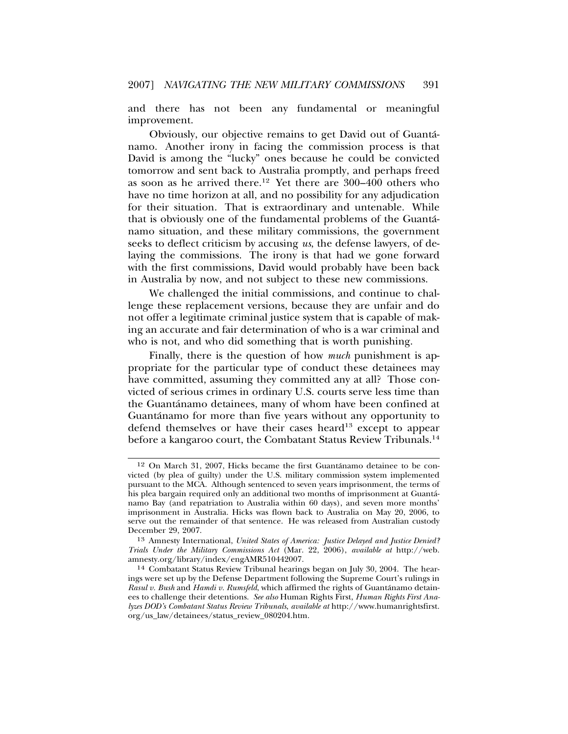and there has not been any fundamental or meaningful improvement.

Obviously, our objective remains to get David out of Guantánamo. Another irony in facing the commission process is that David is among the "lucky" ones because he could be convicted tomorrow and sent back to Australia promptly, and perhaps freed as soon as he arrived there.[12] Yet there are 300–400 others who have no time horizon at all, and no possibility for any adjudication for their situation. That is extraordinary and untenable. While that is obviously one of the fundamental problems of the Guantánamo situation, and these military commissions, the government seeks to deflect criticism by accusing *us*, the defense lawyers, of delaying the commissions. The irony is that had we gone forward with the first commissions, David would probably have been back in Australia by now, and not subject to these new commissions.

We challenged the initial commissions, and continue to challenge these replacement versions, because they are unfair and do not offer a legitimate criminal justice system that is capable of making an accurate and fair determination of who is a war criminal and who is not, and who did something that is worth punishing.

Finally, there is the question of how *much* punishment is appropriate for the particular type of conduct these detainees may have committed, assuming they committed any at all? Those convicted of serious crimes in ordinary U.S. courts serve less time than the Guantánamo detainees, many of whom have been confined at Guantánamo for more than five years without any opportunity to defend themselves or have their cases heard[13] except to appear before a kangaroo court, the Combatant Status Review Tribunals.[14]

---

[12] On March 31, 2007, Hicks became the first Guantánamo detainee to be convicted (by plea of guilty) under the U.S. military commission system implemented pursuant to the MCA. Although sentenced to seven years imprisonment, the terms of his plea bargain required only an additional two months of imprisonment at Guantánamo Bay (and repatriation to Australia within 60 days), and seven more months' imprisonment in Australia. Hicks was flown back to Australia on May 20, 2006, to serve out the remainder of that sentence. He was released from Australian custody December 29, 2007.

[13] Amnesty International, *United States of America: Justice Delayed and Justice Denied? Trials Under the Military Commissions Act* (Mar. 22, 2006), *available at* http://web.amnesty.org/library/index/engAMR510442007.

[14] Combatant Status Review Tribunal hearings began on July 30, 2004. The hearings were set up by the Defense Department following the Supreme Court's rulings in *Rasul v. Bush* and *Hamdi v. Rumsfeld*, which affirmed the rights of Guantánamo detainees to challenge their detentions. *See also* Human Rights First, *Human Rights First Analyzes DOD's Combatant Status Review Tribunals*, *available at* http://www.humanrightsfirst.org/us_law/detainees/status_review_080204.htm.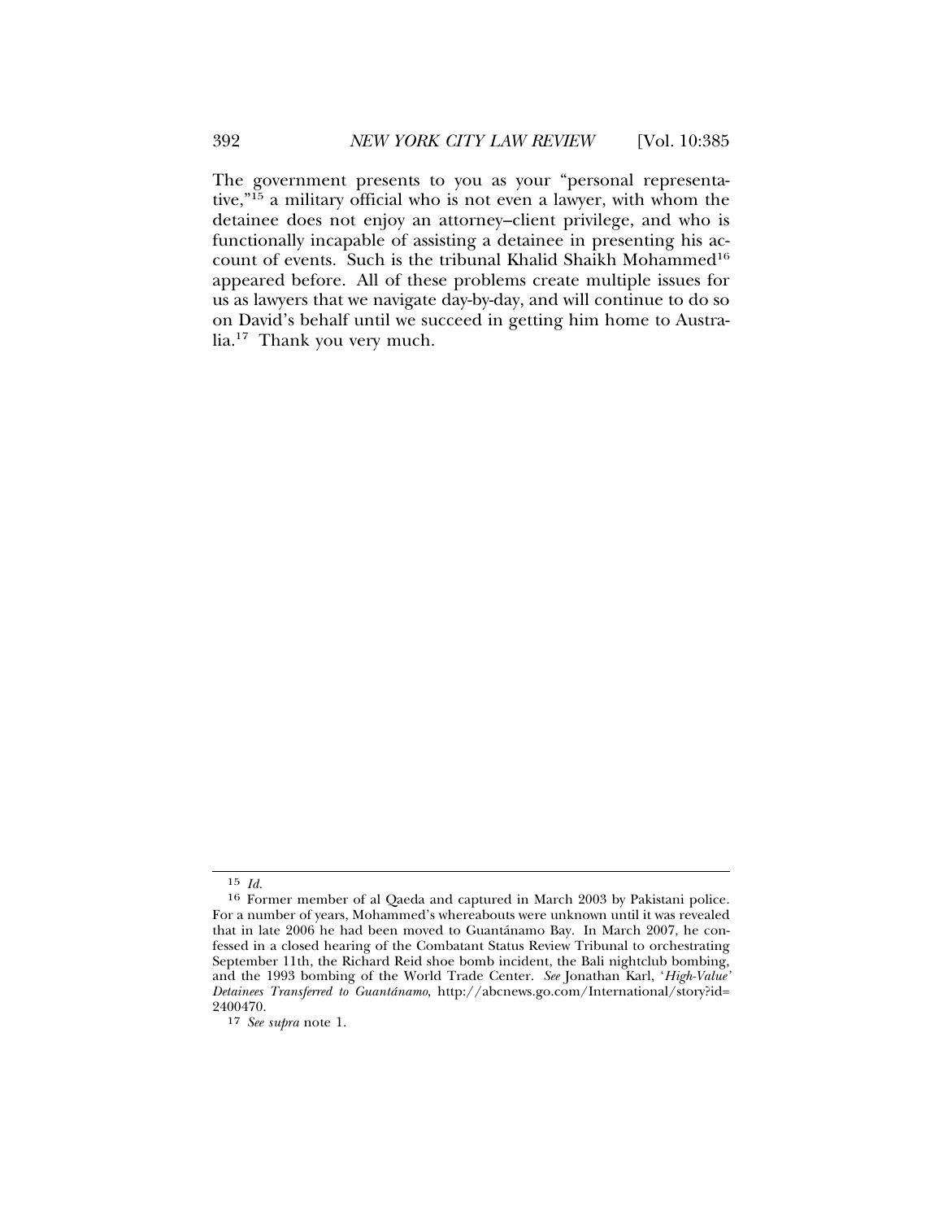The government presents to you as your "personal representative,"[15] a military official who is not even a lawyer, with whom the detainee does not enjoy an attorney–client privilege, and who is functionally incapable of assisting a detainee in presenting his account of events. Such is the tribunal Khalid Shaikh Mohammed[16] appeared before. All of these problems create multiple issues for us as lawyers that we navigate day-by-day, and will continue to do so on David's behalf until we succeed in getting him home to Australia.[17] Thank you very much.

---

[15] *Id.*

[16] Former member of al Qaeda and captured in March 2003 by Pakistani police. For a number of years, Mohammed's whereabouts were unknown until it was revealed that in late 2006 he had been moved to Guantánamo Bay. In March 2007, he confessed in a closed hearing of the Combatant Status Review Tribunal to orchestrating September 11th, the Richard Reid shoe bomb incident, the Bali nightclub bombing, and the 1993 bombing of the World Trade Center. *See* Jonathan Karl, '*High-Value' Detainees Transferred to Guantánamo*, http://abcnews.go.com/International/story?id=2400470.

[17] *See supra* note 1.